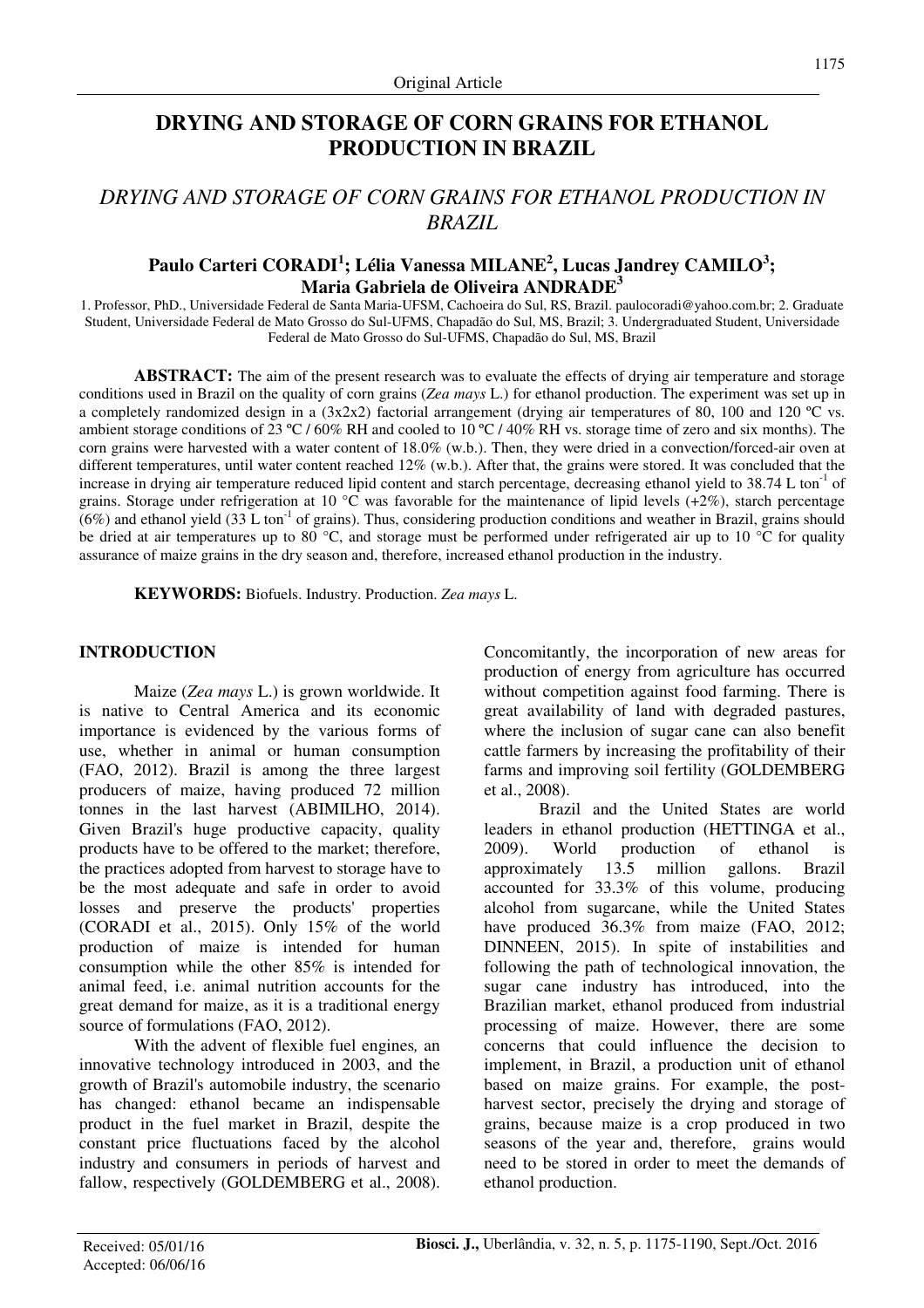Original Article

# DRYING AND STORAGE OF CORN GRAINS FOR ETHANOL PRODUCTION IN BRAZIL

## *DRYING AND STORAGE OF CORN GRAINS FOR ETHANOL PRODUCTION IN BRAZIL*

**Paulo Carteri CORADI[1]; Lélia Vanessa MILANE[2], Lucas Jandrey CAMILO[3]; Maria Gabriela de Oliveira ANDRADE[3]**

1. Professor, PhD., Universidade Federal de Santa Maria-UFSM, Cachoeira do Sul, RS, Brazil. paulocoradi@yahoo.com.br; 2. Graduate Student, Universidade Federal de Mato Grosso do Sul-UFMS, Chapadão do Sul, MS, Brazil; 3. Undergraduated Student, Universidade Federal de Mato Grosso do Sul-UFMS, Chapadão do Sul, MS, Brazil

**ABSTRACT:** The aim of the present research was to evaluate the effects of drying air temperature and storage conditions used in Brazil on the quality of corn grains (*Zea mays* L.) for ethanol production. The experiment was set up in a completely randomized design in a (3x2x2) factorial arrangement (drying air temperatures of 80, 100 and 120 ºC vs. ambient storage conditions of 23 ºC / 60% RH and cooled to 10 ºC / 40% RH vs. storage time of zero and six months). The corn grains were harvested with a water content of 18.0% (w.b.). Then, they were dried in a convection/forced-air oven at different temperatures, until water content reached 12% (w.b.). After that, the grains were stored. It was concluded that the increase in drying air temperature reduced lipid content and starch percentage, decreasing ethanol yield to 38.74 L ton$^{-1}$ of grains. Storage under refrigeration at 10 °C was favorable for the maintenance of lipid levels (+2%), starch percentage (6%) and ethanol yield (33 L ton$^{-1}$ of grains). Thus, considering production conditions and weather in Brazil, grains should be dried at air temperatures up to 80 °C, and storage must be performed under refrigerated air up to 10 °C for quality assurance of maize grains in the dry season and, therefore, increased ethanol production in the industry.

**KEYWORDS:** Biofuels. Industry. Production. *Zea mays* L.

## INTRODUCTION

Maize (*Zea mays* L.) is grown worldwide. It is native to Central America and its economic importance is evidenced by the various forms of use, whether in animal or human consumption (FAO, 2012). Brazil is among the three largest producers of maize, having produced 72 million tonnes in the last harvest (ABIMILHO, 2014). Given Brazil's huge productive capacity, quality products have to be offered to the market; therefore, the practices adopted from harvest to storage have to be the most adequate and safe in order to avoid losses and preserve the products' properties (CORADI et al., 2015). Only 15% of the world production of maize is intended for human consumption while the other 85% is intended for animal feed, i.e. animal nutrition accounts for the great demand for maize, as it is a traditional energy source of formulations (FAO, 2012).

With the advent of flexible fuel engines*,* an innovative technology introduced in 2003, and the growth of Brazil's automobile industry, the scenario has changed: ethanol became an indispensable product in the fuel market in Brazil, despite the constant price fluctuations faced by the alcohol industry and consumers in periods of harvest and fallow, respectively (GOLDEMBERG et al., 2008). Concomitantly, the incorporation of new areas for production of energy from agriculture has occurred without competition against food farming. There is great availability of land with degraded pastures, where the inclusion of sugar cane can also benefit cattle farmers by increasing the profitability of their farms and improving soil fertility (GOLDEMBERG et al., 2008).

Brazil and the United States are world leaders in ethanol production (HETTINGA et al., 2009). World production of ethanol is approximately 13.5 million gallons. Brazil accounted for 33.3% of this volume, producing alcohol from sugarcane, while the United States have produced 36.3% from maize (FAO, 2012; DINNEEN, 2015). In spite of instabilities and following the path of technological innovation, the sugar cane industry has introduced, into the Brazilian market, ethanol produced from industrial processing of maize. However, there are some concerns that could influence the decision to implement, in Brazil, a production unit of ethanol based on maize grains. For example, the post-harvest sector, precisely the drying and storage of grains, because maize is a crop produced in two seasons of the year and, therefore, grains would need to be stored in order to meet the demands of ethanol production.

Received: 05/01/16
Accepted: 06/06/16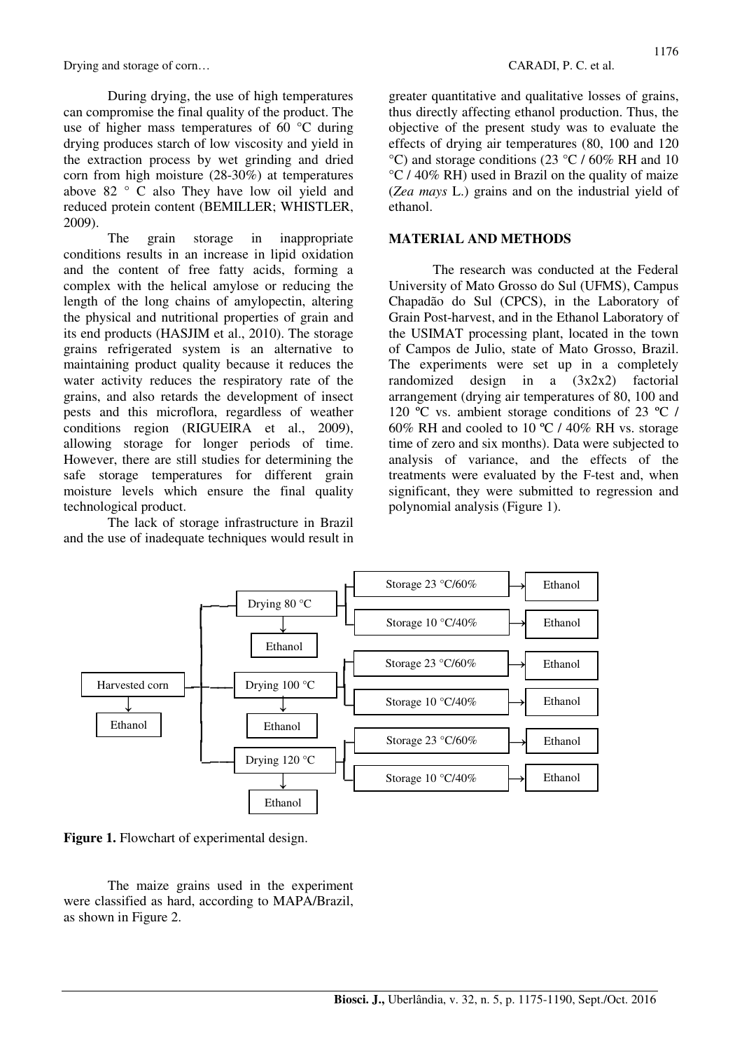During drying, the use of high temperatures can compromise the final quality of the product. The use of higher mass temperatures of 60 °C during drying produces starch of low viscosity and yield in the extraction process by wet grinding and dried corn from high moisture (28-30%) at temperatures above 82 ° C also They have low oil yield and reduced protein content (BEMILLER; WHISTLER, 2009).

The grain storage in inappropriate conditions results in an increase in lipid oxidation and the content of free fatty acids, forming a complex with the helical amylose or reducing the length of the long chains of amylopectin, altering the physical and nutritional properties of grain and its end products (HASJIM et al., 2010). The storage grains refrigerated system is an alternative to maintaining product quality because it reduces the water activity reduces the respiratory rate of the grains, and also retards the development of insect pests and this microflora, regardless of weather conditions region (RIGUEIRA et al., 2009), allowing storage for longer periods of time. However, there are still studies for determining the safe storage temperatures for different grain moisture levels which ensure the final quality technological product.

The lack of storage infrastructure in Brazil and the use of inadequate techniques would result in greater quantitative and qualitative losses of grains, thus directly affecting ethanol production. Thus, the objective of the present study was to evaluate the effects of drying air temperatures (80, 100 and 120 °C) and storage conditions (23 °C / 60% RH and 10 °C / 40% RH) used in Brazil on the quality of maize (*Zea mays* L.) grains and on the industrial yield of ethanol.

## MATERIAL AND METHODS

The research was conducted at the Federal University of Mato Grosso do Sul (UFMS), Campus Chapadão do Sul (CPCS), in the Laboratory of Grain Post-harvest, and in the Ethanol Laboratory of the USIMAT processing plant, located in the town of Campos de Julio, state of Mato Grosso, Brazil. The experiments were set up in a completely randomized design in a (3x2x2) factorial arrangement (drying air temperatures of 80, 100 and 120 ºC vs. ambient storage conditions of 23 ºC / 60% RH and cooled to 10 ºC / 40% RH vs. storage time of zero and six months). Data were subjected to analysis of variance, and the effects of the treatments were evaluated by the F-test and, when significant, they were submitted to regression and polynomial analysis (Figure 1).

```
Harvested corn ──┬── Drying 80 °C ──┬── Storage 23 °C/60% → Ethanol
      ↓          │        ↓         └── Storage 10 °C/40% → Ethanol
   Ethanol       │     Ethanol
                 ├── Drying 100 °C ─┬── Storage 23 °C/60% → Ethanol
                 │        ↓         └── Storage 10 °C/40% → Ethanol
                 │     Ethanol
                 └── Drying 120 °C ─┬── Storage 23 °C/60% → Ethanol
                          ↓         └── Storage 10 °C/40% → Ethanol
                       Ethanol
```

**Figure 1.** Flowchart of experimental design.

The maize grains used in the experiment were classified as hard, according to MAPA/Brazil, as shown in Figure 2.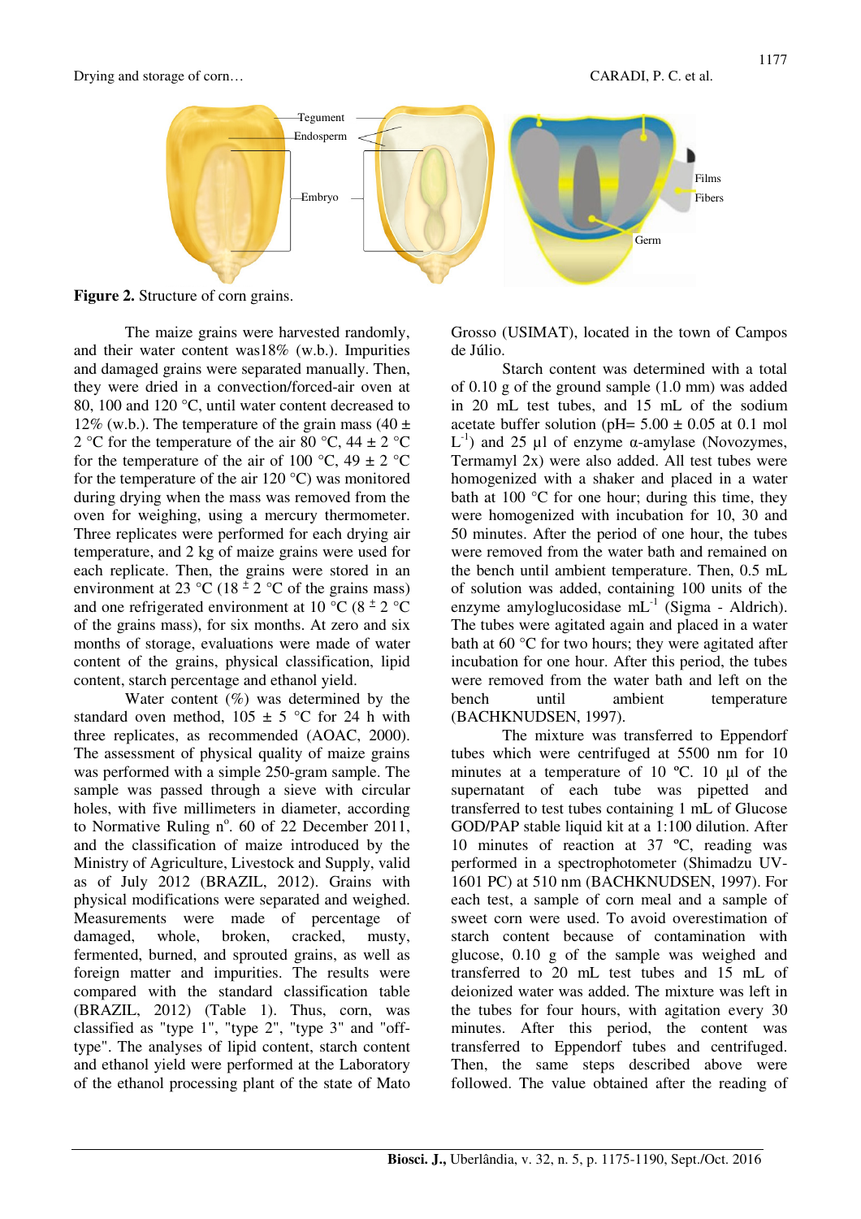**Figure 2.** Structure of corn grains.

The maize grains were harvested randomly, and their water content was18% (w.b.). Impurities and damaged grains were separated manually. Then, they were dried in a convection/forced-air oven at 80, 100 and 120 °C, until water content decreased to 12% (w.b.). The temperature of the grain mass (40 ± 2 °C for the temperature of the air 80 °C, 44 ± 2 °C for the temperature of the air of 100 °C, 49 ± 2 °C for the temperature of the air 120 °C) was monitored during drying when the mass was removed from the oven for weighing, using a mercury thermometer. Three replicates were performed for each drying air temperature, and 2 kg of maize grains were used for each replicate. Then, the grains were stored in an environment at 23 °C (18 ± 2 °C of the grains mass) and one refrigerated environment at 10 °C (8 ± 2 °C of the grains mass), for six months. At zero and six months of storage, evaluations were made of water content of the grains, physical classification, lipid content, starch percentage and ethanol yield.

Water content (%) was determined by the standard oven method, 105 ± 5 °C for 24 h with three replicates, as recommended (AOAC, 2000). The assessment of physical quality of maize grains was performed with a simple 250-gram sample. The sample was passed through a sieve with circular holes, with five millimeters in diameter, according to Normative Ruling nº. 60 of 22 December 2011, and the classification of maize introduced by the Ministry of Agriculture, Livestock and Supply, valid as of July 2012 (BRAZIL, 2012). Grains with physical modifications were separated and weighed. Measurements were made of percentage of damaged, whole, broken, cracked, musty, fermented, burned, and sprouted grains, as well as foreign matter and impurities. The results were compared with the standard classification table (BRAZIL, 2012) (Table 1). Thus, corn, was classified as "type 1", "type 2", "type 3" and "off-type". The analyses of lipid content, starch content and ethanol yield were performed at the Laboratory of the ethanol processing plant of the state of Mato Grosso (USIMAT), located in the town of Campos de Júlio.

Starch content was determined with a total of 0.10 g of the ground sample (1.0 mm) was added in 20 mL test tubes, and 15 mL of the sodium acetate buffer solution (pH= 5.00 ± 0.05 at 0.1 mol $L^{-1}$) and 25 µl of enzyme α-amylase (Novozymes, Termamyl 2x) were also added. All test tubes were homogenized with a shaker and placed in a water bath at 100 °C for one hour; during this time, they were homogenized with incubation for 10, 30 and 50 minutes. After the period of one hour, the tubes were removed from the water bath and remained on the bench until ambient temperature. Then, 0.5 mL of solution was added, containing 100 units of the enzyme amyloglucosidase $mL^{-1}$ (Sigma - Aldrich). The tubes were agitated again and placed in a water bath at 60 °C for two hours; they were agitated after incubation for one hour. After this period, the tubes were removed from the water bath and left on the bench until ambient temperature (BACHKNUDSEN, 1997).

The mixture was transferred to Eppendorf tubes which were centrifuged at 5500 nm for 10 minutes at a temperature of 10 ºC. 10 µl of the supernatant of each tube was pipetted and transferred to test tubes containing 1 mL of Glucose GOD/PAP stable liquid kit at a 1:100 dilution. After 10 minutes of reaction at 37 ºC, reading was performed in a spectrophotometer (Shimadzu UV-1601 PC) at 510 nm (BACHKNUDSEN, 1997). For each test, a sample of corn meal and a sample of sweet corn were used. To avoid overestimation of starch content because of contamination with glucose, 0.10 g of the sample was weighed and transferred to 20 mL test tubes and 15 mL of deionized water was added. The mixture was left in the tubes for four hours, with agitation every 30 minutes. After this period, the content was transferred to Eppendorf tubes and centrifuged. Then, the same steps described above were followed. The value obtained after the reading of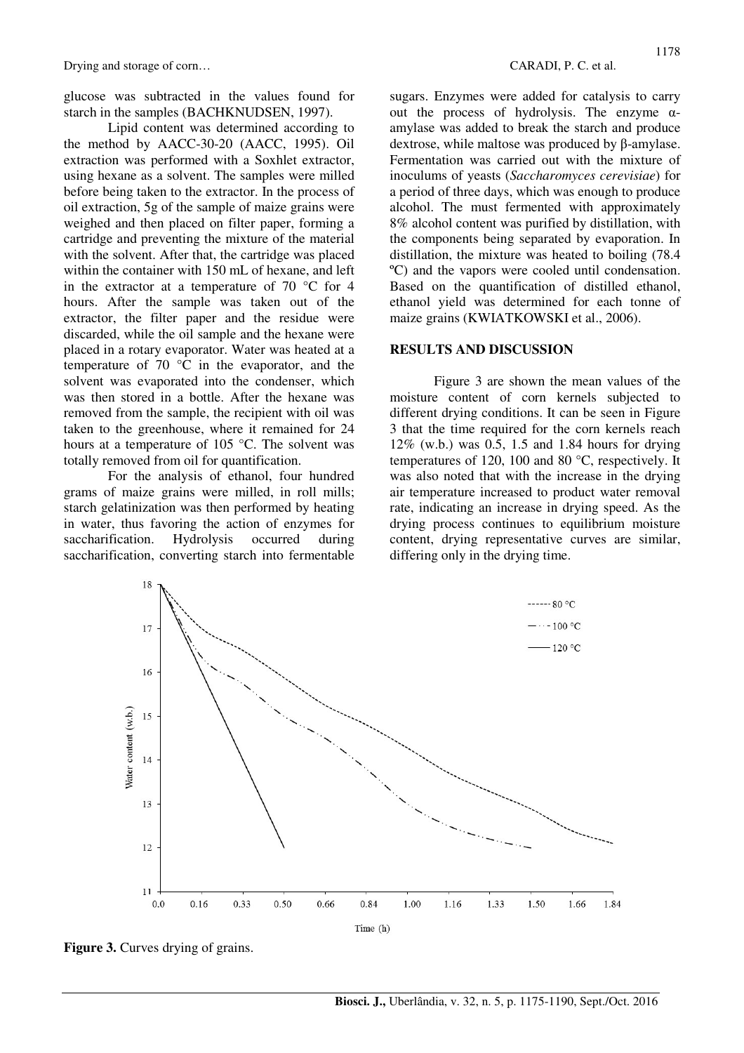glucose was subtracted in the values found for starch in the samples (BACHKNUDSEN, 1997).

Lipid content was determined according to the method by AACC-30-20 (AACC, 1995). Oil extraction was performed with a Soxhlet extractor, using hexane as a solvent. The samples were milled before being taken to the extractor. In the process of oil extraction, 5g of the sample of maize grains were weighed and then placed on filter paper, forming a cartridge and preventing the mixture of the material with the solvent. After that, the cartridge was placed within the container with 150 mL of hexane, and left in the extractor at a temperature of 70 °C for 4 hours. After the sample was taken out of the extractor, the filter paper and the residue were discarded, while the oil sample and the hexane were placed in a rotary evaporator. Water was heated at a temperature of 70 °C in the evaporator, and the solvent was evaporated into the condenser, which was then stored in a bottle. After the hexane was removed from the sample, the recipient with oil was taken to the greenhouse, where it remained for 24 hours at a temperature of 105 °C. The solvent was totally removed from oil for quantification.

For the analysis of ethanol, four hundred grams of maize grains were milled, in roll mills; starch gelatinization was then performed by heating in water, thus favoring the action of enzymes for saccharification. Hydrolysis occurred during saccharification, converting starch into fermentable sugars. Enzymes were added for catalysis to carry out the process of hydrolysis. The enzyme α-amylase was added to break the starch and produce dextrose, while maltose was produced by β-amylase. Fermentation was carried out with the mixture of inoculums of yeasts (*Saccharomyces cerevisiae*) for a period of three days, which was enough to produce alcohol. The must fermented with approximately 8% alcohol content was purified by distillation, with the components being separated by evaporation. In distillation, the mixture was heated to boiling (78.4 ºC) and the vapors were cooled until condensation. Based on the quantification of distilled ethanol, ethanol yield was determined for each tonne of maize grains (KWIATKOWSKI et al., 2006).

## RESULTS AND DISCUSSION

Figure 3 are shown the mean values of the moisture content of corn kernels subjected to different drying conditions. It can be seen in Figure 3 that the time required for the corn kernels reach 12% (w.b.) was 0.5, 1.5 and 1.84 hours for drying temperatures of 120, 100 and 80 °C, respectively. It was also noted that with the increase in the drying air temperature increased to product water removal rate, indicating an increase in drying speed. As the drying process continues to equilibrium moisture content, drying representative curves are similar, differing only in the drying time.

**Figure 3.** Curves drying of grains.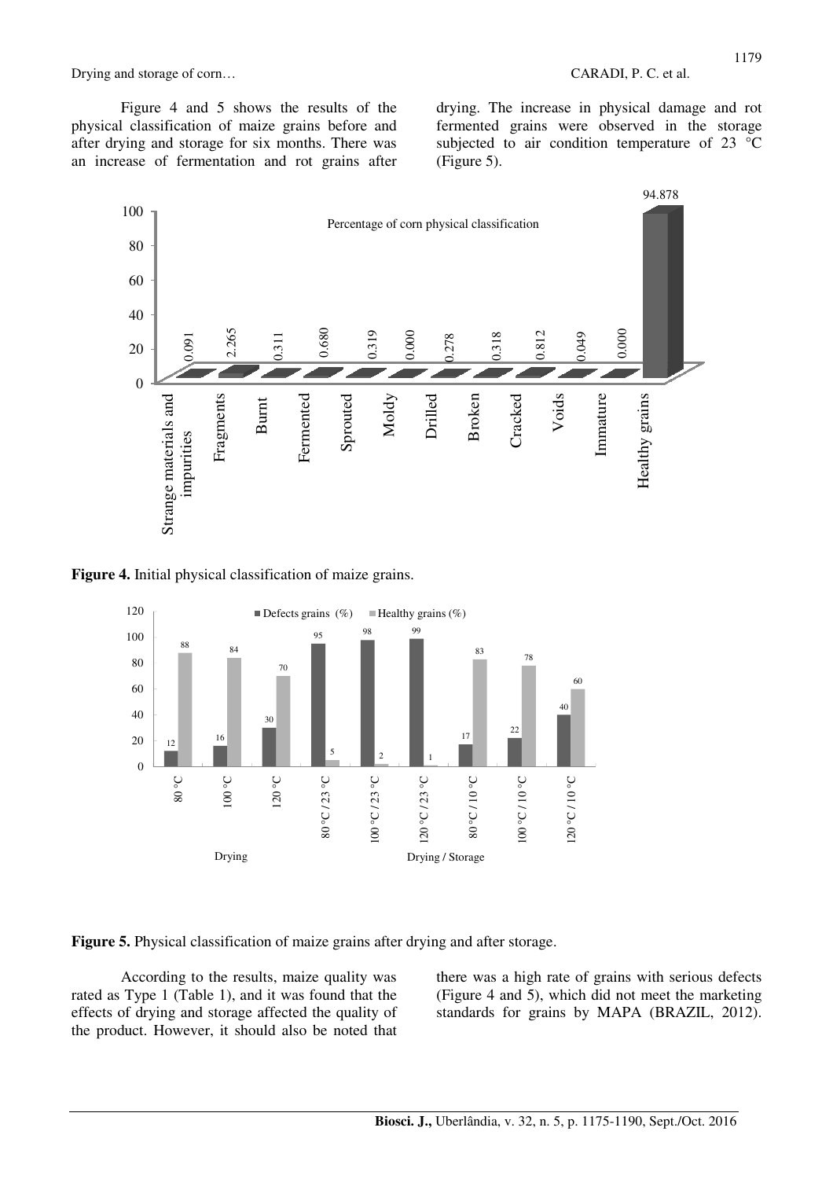Figure 4 and 5 shows the results of the physical classification of maize grains before and after drying and storage for six months. There was an increase of fermentation and rot grains after drying. The increase in physical damage and rot fermented grains were observed in the storage subjected to air condition temperature of 23 °C (Figure 5).

**Figure 4.** Initial physical classification of maize grains.

**Figure 5.** Physical classification of maize grains after drying and after storage.

According to the results, maize quality was rated as Type 1 (Table 1), and it was found that the effects of drying and storage affected the quality of the product. However, it should also be noted that there was a high rate of grains with serious defects (Figure 4 and 5), which did not meet the marketing standards for grains by MAPA (BRAZIL, 2012).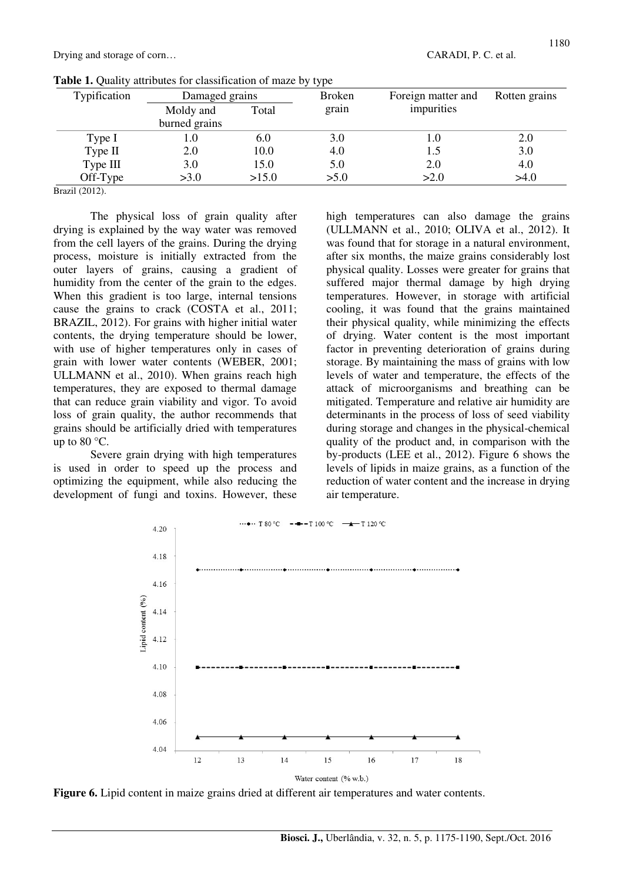**Table 1.** Quality attributes for classification of maze by type

| Typification | Damaged grains | | Broken grain | Foreign matter and impurities | Rotten grains |
|---|---|---|---|---|---|
| | Moldy and burned grains | Total | | | |
| Type I | 1.0 | 6.0 | 3.0 | 1.0 | 2.0 |
| Type II | 2.0 | 10.0 | 4.0 | 1.5 | 3.0 |
| Type III | 3.0 | 15.0 | 5.0 | 2.0 | 4.0 |
| Off-Type | >3.0 | >15.0 | >5.0 | >2.0 | >4.0 |

Brazil (2012).

The physical loss of grain quality after drying is explained by the way water was removed from the cell layers of the grains. During the drying process, moisture is initially extracted from the outer layers of grains, causing a gradient of humidity from the center of the grain to the edges. When this gradient is too large, internal tensions cause the grains to crack (COSTA et al., 2011; BRAZIL, 2012). For grains with higher initial water contents, the drying temperature should be lower, with use of higher temperatures only in cases of grain with lower water contents (WEBER, 2001; ULLMANN et al., 2010). When grains reach high temperatures, they are exposed to thermal damage that can reduce grain viability and vigor. To avoid loss of grain quality, the author recommends that grains should be artificially dried with temperatures up to 80 °C.

Severe grain drying with high temperatures is used in order to speed up the process and optimizing the equipment, while also reducing the development of fungi and toxins. However, these high temperatures can also damage the grains (ULLMANN et al., 2010; OLIVA et al., 2012). It was found that for storage in a natural environment, after six months, the maize grains considerably lost physical quality. Losses were greater for grains that suffered major thermal damage by high drying temperatures. However, in storage with artificial cooling, it was found that the grains maintained their physical quality, while minimizing the effects of drying. Water content is the most important factor in preventing deterioration of grains during storage. By maintaining the mass of grains with low levels of water and temperature, the effects of the attack of microorganisms and breathing can be mitigated. Temperature and relative air humidity are determinants in the process of loss of seed viability during storage and changes in the physical-chemical quality of the product and, in comparison with the by-products (LEE et al., 2012). Figure 6 shows the levels of lipids in maize grains, as a function of the reduction of water content and the increase in drying air temperature.

**Figure 6.** Lipid content in maize grains dried at different air temperatures and water contents.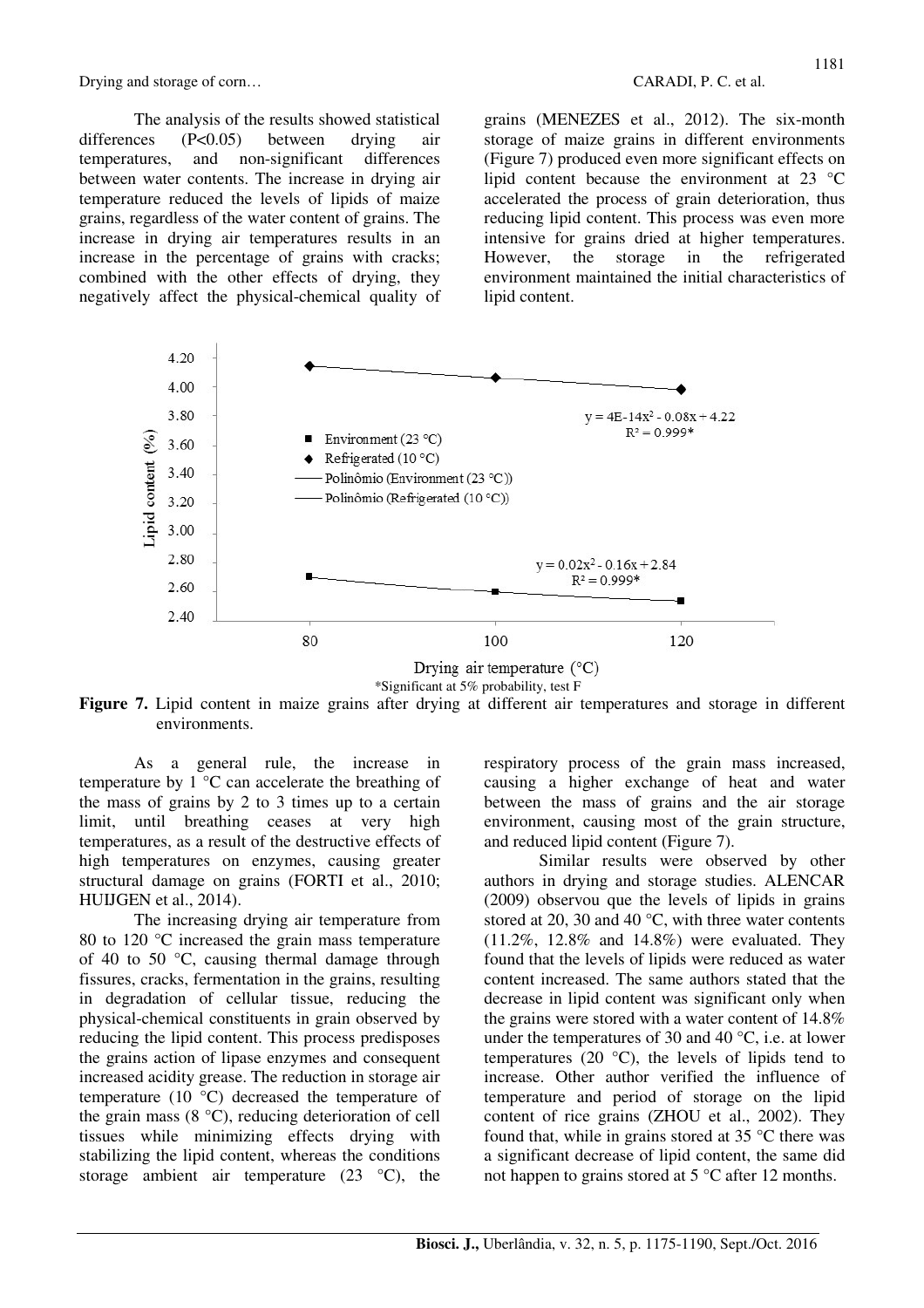The analysis of the results showed statistical differences ($P<0.05$) between drying air temperatures, and non-significant differences between water contents. The increase in drying air temperature reduced the levels of lipids of maize grains, regardless of the water content of grains. The increase in drying air temperatures results in an increase in the percentage of grains with cracks; combined with the other effects of drying, they negatively affect the physical-chemical quality of grains (MENEZES et al., 2012). The six-month storage of maize grains in different environments (Figure 7) produced even more significant effects on lipid content because the environment at 23 °C accelerated the process of grain deterioration, thus reducing lipid content. This process was even more intensive for grains dried at higher temperatures. However, the storage in the refrigerated environment maintained the initial characteristics of lipid content.

*Significant at 5% probability, test F

**Figure 7.** Lipid content in maize grains after drying at different air temperatures and storage in different environments.

As a general rule, the increase in temperature by 1 °C can accelerate the breathing of the mass of grains by 2 to 3 times up to a certain limit, until breathing ceases at very high temperatures, as a result of the destructive effects of high temperatures on enzymes, causing greater structural damage on grains (FORTI et al., 2010; HUIJGEN et al., 2014).

The increasing drying air temperature from 80 to 120 °C increased the grain mass temperature of 40 to 50 °C, causing thermal damage through fissures, cracks, fermentation in the grains, resulting in degradation of cellular tissue, reducing the physical-chemical constituents in grain observed by reducing the lipid content. This process predisposes the grains action of lipase enzymes and consequent increased acidity grease. The reduction in storage air temperature (10 °C) decreased the temperature of the grain mass (8 °C), reducing deterioration of cell tissues while minimizing effects drying with stabilizing the lipid content, whereas the conditions storage ambient air temperature (23 °C), the respiratory process of the grain mass increased, causing a higher exchange of heat and water between the mass of grains and the air storage environment, causing most of the grain structure, and reduced lipid content (Figure 7).

Similar results were observed by other authors in drying and storage studies. ALENCAR (2009) observou que the levels of lipids in grains stored at 20, 30 and 40 °C, with three water contents (11.2%, 12.8% and 14.8%) were evaluated. They found that the levels of lipids were reduced as water content increased. The same authors stated that the decrease in lipid content was significant only when the grains were stored with a water content of 14.8% under the temperatures of 30 and 40 °C, i.e. at lower temperatures (20 °C), the levels of lipids tend to increase. Other author verified the influence of temperature and period of storage on the lipid content of rice grains (ZHOU et al., 2002). They found that, while in grains stored at 35 °C there was a significant decrease of lipid content, the same did not happen to grains stored at 5 °C after 12 months.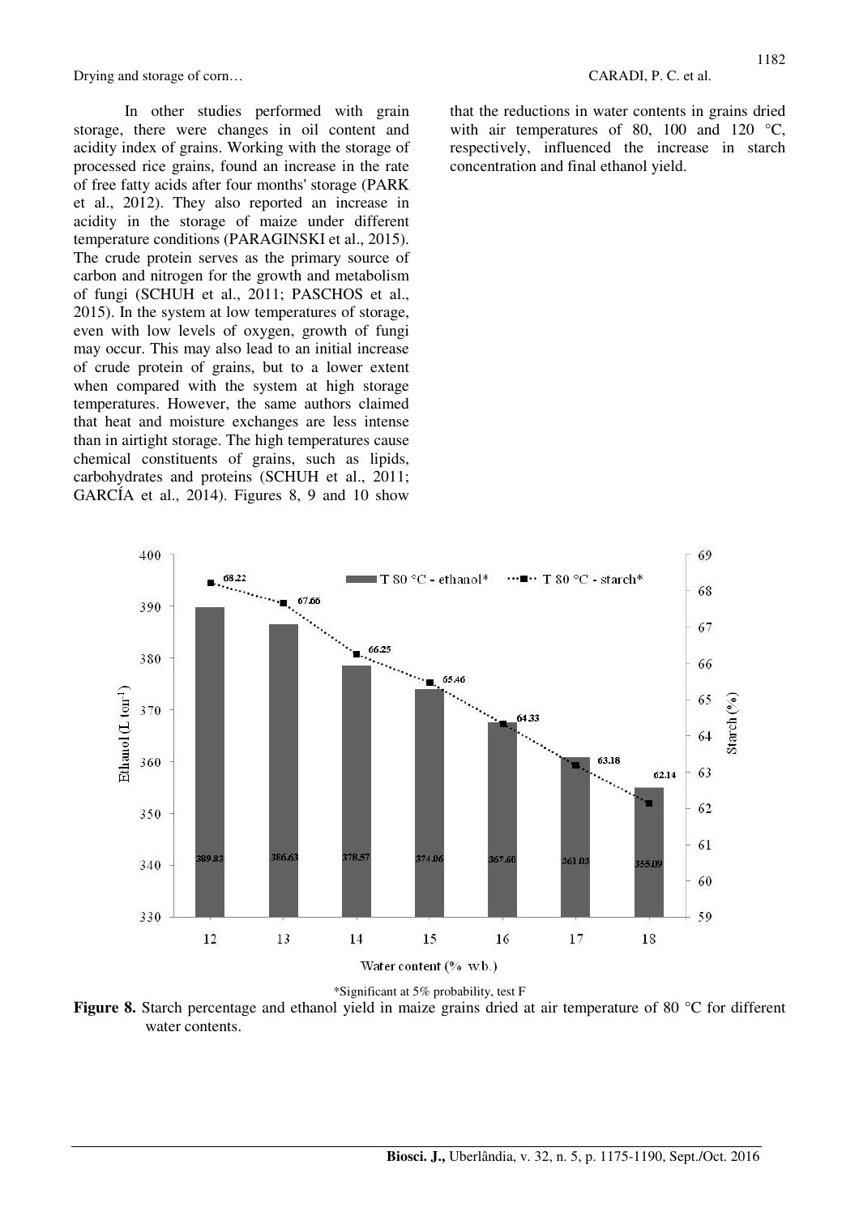In other studies performed with grain storage, there were changes in oil content and acidity index of grains. Working with the storage of processed rice grains, found an increase in the rate of free fatty acids after four months' storage (PARK et al., 2012). They also reported an increase in acidity in the storage of maize under different temperature conditions (PARAGINSKI et al., 2015). The crude protein serves as the primary source of carbon and nitrogen for the growth and metabolism of fungi (SCHUH et al., 2011; PASCHOS et al., 2015). In the system at low temperatures of storage, even with low levels of oxygen, growth of fungi may occur. This may also lead to an initial increase of crude protein of grains, but to a lower extent when compared with the system at high storage temperatures. However, the same authors claimed that heat and moisture exchanges are less intense than in airtight storage. The high temperatures cause chemical constituents of grains, such as lipids, carbohydrates and proteins (SCHUH et al., 2011; GARCÍA et al., 2014). Figures 8, 9 and 10 show that the reductions in water contents in grains dried with air temperatures of 80, 100 and 120 °C, respectively, influenced the increase in starch concentration and final ethanol yield.

*Significant at 5% probability, test F

**Figure 8.** Starch percentage and ethanol yield in maize grains dried at air temperature of 80 °C for different water contents.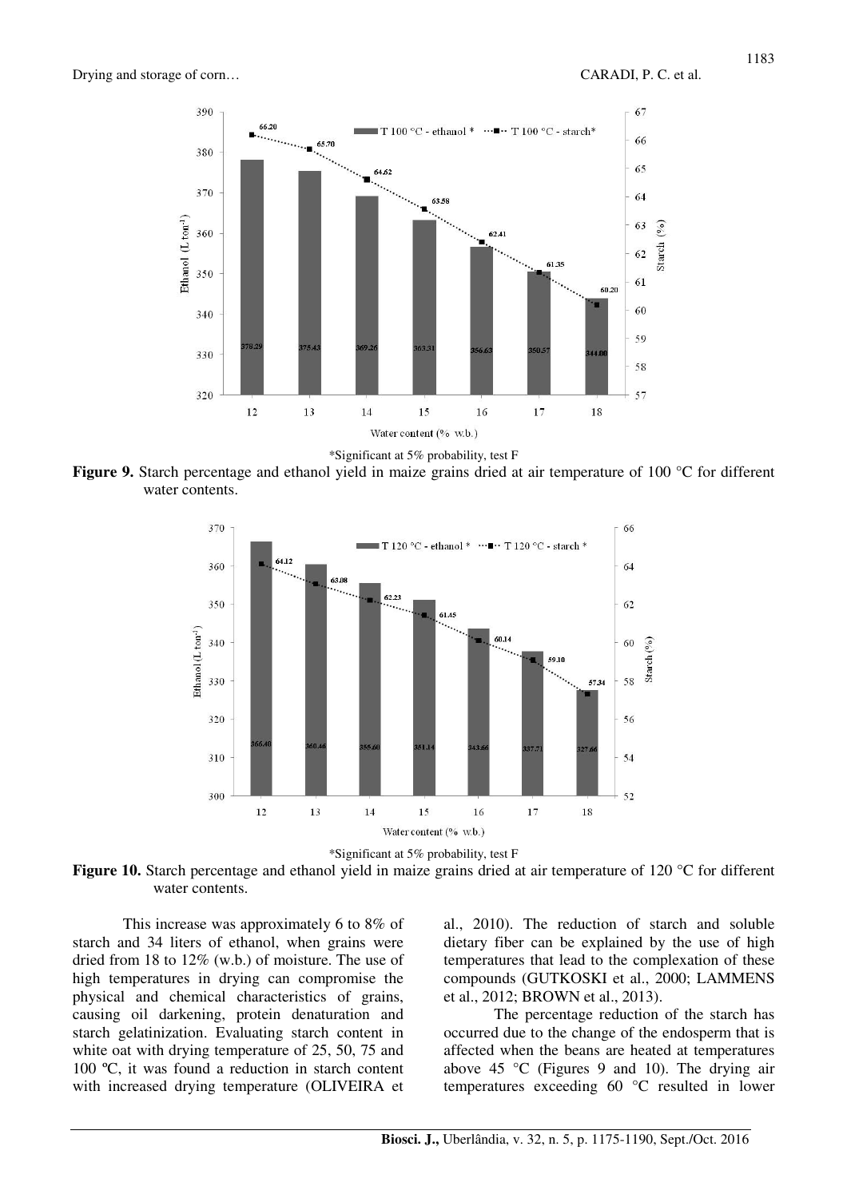*Significant at 5% probability, test F

**Figure 9.** Starch percentage and ethanol yield in maize grains dried at air temperature of 100 °C for different water contents.

*Significant at 5% probability, test F

**Figure 10.** Starch percentage and ethanol yield in maize grains dried at air temperature of 120 °C for different water contents.

This increase was approximately 6 to 8% of starch and 34 liters of ethanol, when grains were dried from 18 to 12% (w.b.) of moisture. The use of high temperatures in drying can compromise the physical and chemical characteristics of grains, causing oil darkening, protein denaturation and starch gelatinization. Evaluating starch content in white oat with drying temperature of 25, 50, 75 and 100 ºC, it was found a reduction in starch content with increased drying temperature (OLIVEIRA et al., 2010). The reduction of starch and soluble dietary fiber can be explained by the use of high temperatures that lead to the complexation of these compounds (GUTKOSKI et al., 2000; LAMMENS et al., 2012; BROWN et al., 2013).

The percentage reduction of the starch has occurred due to the change of the endosperm that is affected when the beans are heated at temperatures above 45 °C (Figures 9 and 10). The drying air temperatures exceeding 60 °C resulted in lower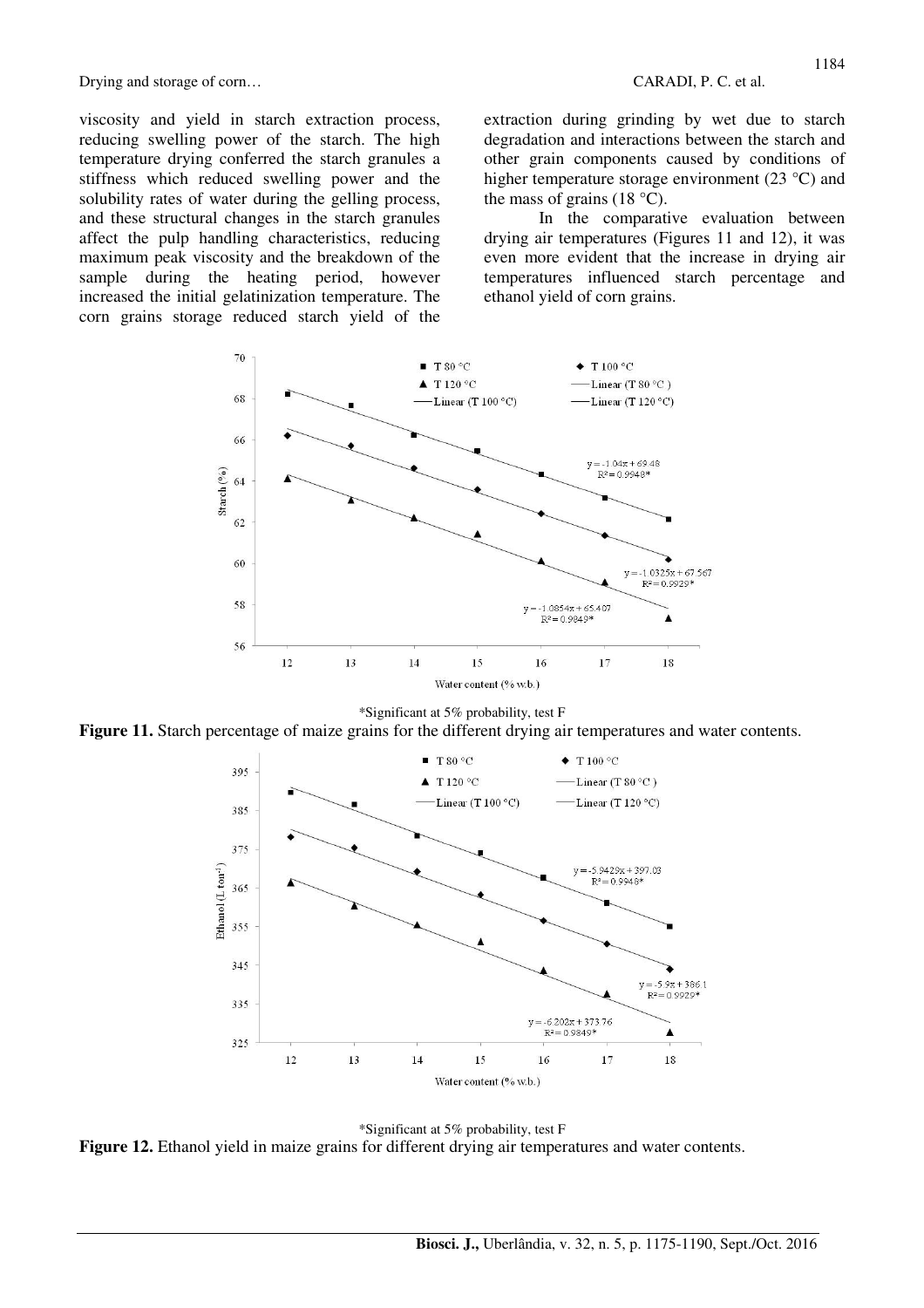viscosity and yield in starch extraction process, reducing swelling power of the starch. The high temperature drying conferred the starch granules a stiffness which reduced swelling power and the solubility rates of water during the gelling process, and these structural changes in the starch granules affect the pulp handling characteristics, reducing maximum peak viscosity and the breakdown of the sample during the heating period, however increased the initial gelatinization temperature. The corn grains storage reduced starch yield of the extraction during grinding by wet due to starch degradation and interactions between the starch and other grain components caused by conditions of higher temperature storage environment (23 °C) and the mass of grains (18 °C).

In the comparative evaluation between drying air temperatures (Figures 11 and 12), it was even more evident that the increase in drying air temperatures influenced starch percentage and ethanol yield of corn grains.

*Significant at 5% probability, test F

**Figure 11.** Starch percentage of maize grains for the different drying air temperatures and water contents.

*Significant at 5% probability, test F

**Figure 12.** Ethanol yield in maize grains for different drying air temperatures and water contents.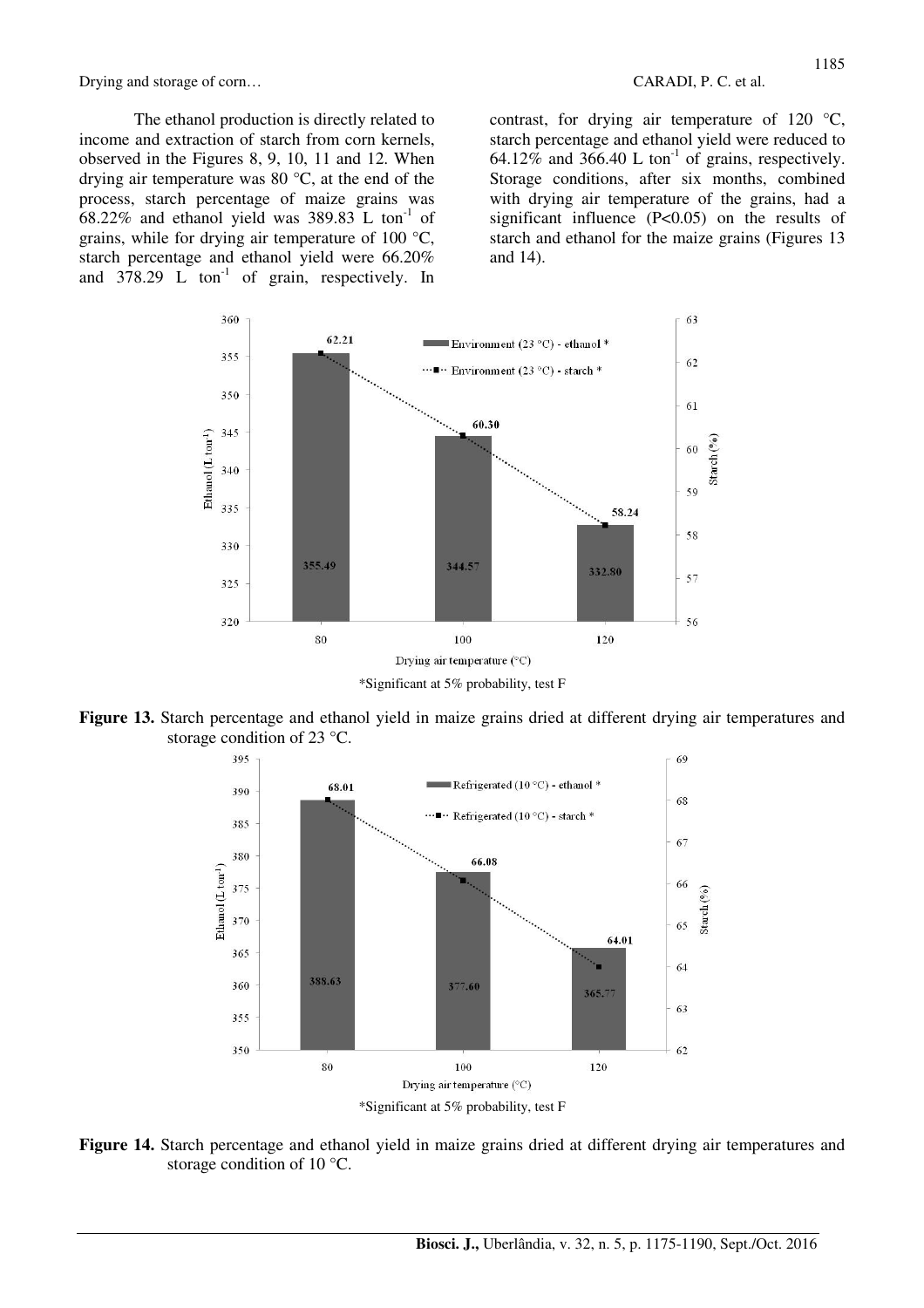The ethanol production is directly related to income and extraction of starch from corn kernels, observed in the Figures 8, 9, 10, 11 and 12. When drying air temperature was 80 °C, at the end of the process, starch percentage of maize grains was 68.22% and ethanol yield was 389.83 L $ton^{-1}$ of grains, while for drying air temperature of 100 °C, starch percentage and ethanol yield were 66.20% and 378.29 L $ton^{-1}$ of grain, respectively. In contrast, for drying air temperature of 120 °C, starch percentage and ethanol yield were reduced to 64.12% and 366.40 L $ton^{-1}$ of grains, respectively. Storage conditions, after six months, combined with drying air temperature of the grains, had a significant influence ($P<0.05$) on the results of starch and ethanol for the maize grains (Figures 13 and 14).

**Figure 13.** Starch percentage and ethanol yield in maize grains dried at different drying air temperatures and storage condition of 23 °C.

**Figure 14.** Starch percentage and ethanol yield in maize grains dried at different drying air temperatures and storage condition of 10 °C.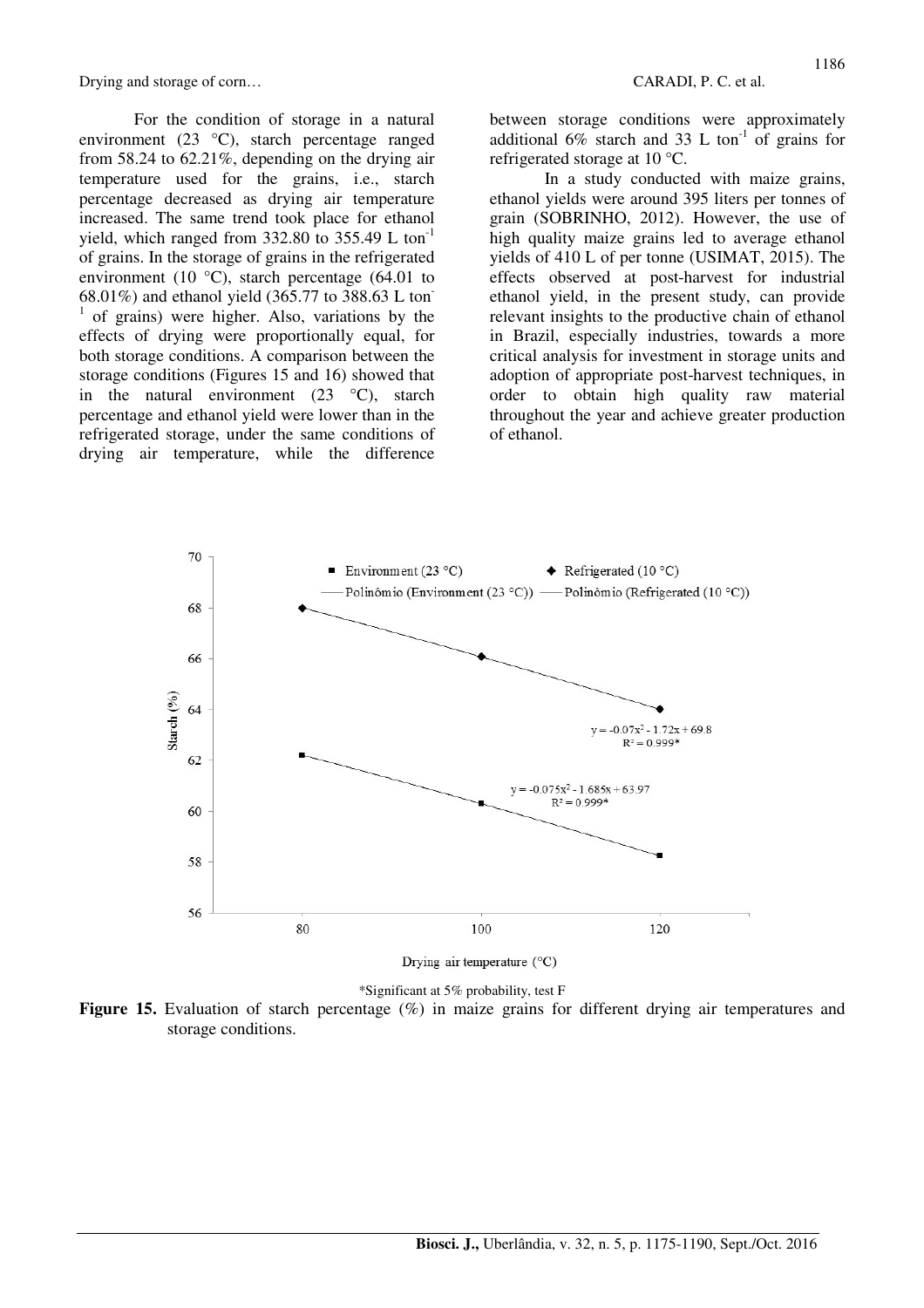For the condition of storage in a natural environment (23 °C), starch percentage ranged from 58.24 to 62.21%, depending on the drying air temperature used for the grains, i.e., starch percentage decreased as drying air temperature increased. The same trend took place for ethanol yield, which ranged from 332.80 to 355.49 L $ton^{-1}$ of grains. In the storage of grains in the refrigerated environment (10 °C), starch percentage (64.01 to 68.01%) and ethanol yield (365.77 to 388.63 L $ton^{-1}$ of grains) were higher. Also, variations by the effects of drying were proportionally equal, for both storage conditions. A comparison between the storage conditions (Figures 15 and 16) showed that in the natural environment (23 °C), starch percentage and ethanol yield were lower than in the refrigerated storage, under the same conditions of drying air temperature, while the difference between storage conditions were approximately additional 6% starch and 33 L $ton^{-1}$ of grains for refrigerated storage at 10 °C.

In a study conducted with maize grains, ethanol yields were around 395 liters per tonnes of grain (SOBRINHO, 2012). However, the use of high quality maize grains led to average ethanol yields of 410 L of per tonne (USIMAT, 2015). The effects observed at post-harvest for industrial ethanol yield, in the present study, can provide relevant insights to the productive chain of ethanol in Brazil, especially industries, towards a more critical analysis for investment in storage units and adoption of appropriate post-harvest techniques, in order to obtain high quality raw material throughout the year and achieve greater production of ethanol.

*Significant at 5% probability, test F

**Figure 15.** Evaluation of starch percentage (%) in maize grains for different drying air temperatures and storage conditions.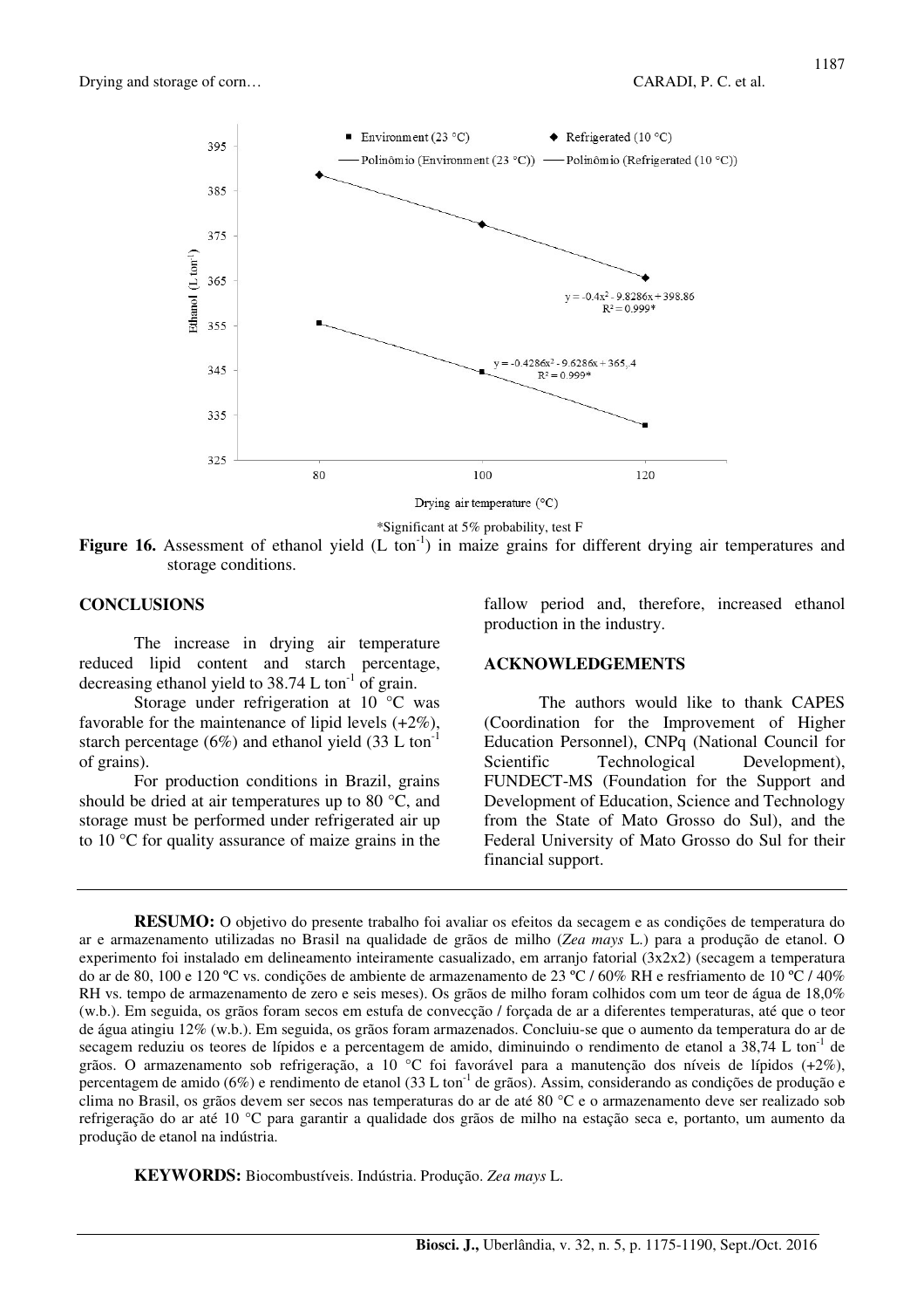\*Significant at 5% probability, test F

**Figure 16.** Assessment of ethanol yield (L $ton^{-1}$) in maize grains for different drying air temperatures and storage conditions.

## CONCLUSIONS

The increase in drying air temperature reduced lipid content and starch percentage, decreasing ethanol yield to 38.74 L $ton^{-1}$ of grain.

Storage under refrigeration at 10 °C was favorable for the maintenance of lipid levels (+2%), starch percentage (6%) and ethanol yield (33 L $ton^{-1}$ of grains).

For production conditions in Brazil, grains should be dried at air temperatures up to 80 °C, and storage must be performed under refrigerated air up to 10 °C for quality assurance of maize grains in the fallow period and, therefore, increased ethanol production in the industry.

## ACKNOWLEDGEMENTS

The authors would like to thank CAPES (Coordination for the Improvement of Higher Education Personnel), CNPq (National Council for Scientific Technological Development), FUNDECT-MS (Foundation for the Support and Development of Education, Science and Technology from the State of Mato Grosso do Sul), and the Federal University of Mato Grosso do Sul for their financial support.

---

**RESUMO:** O objetivo do presente trabalho foi avaliar os efeitos da secagem e as condições de temperatura do ar e armazenamento utilizadas no Brasil na qualidade de grãos de milho (*Zea mays* L.) para a produção de etanol. O experimento foi instalado em delineamento inteiramente casualizado, em arranjo fatorial (3x2x2) (secagem a temperatura do ar de 80, 100 e 120 ºC vs. condições de ambiente de armazenamento de 23 ºC / 60% RH e resfriamento de 10 ºC / 40% RH vs. tempo de armazenamento de zero e seis meses). Os grãos de milho foram colhidos com um teor de água de 18,0% (w.b.). Em seguida, os grãos foram secos em estufa de convecção / forçada de ar a diferentes temperaturas, até que o teor de água atingiu 12% (w.b.). Em seguida, os grãos foram armazenados. Concluiu-se que o aumento da temperatura do ar de secagem reduziu os teores de lípidos e a percentagem de amido, diminuindo o rendimento de etanol a 38,74 L $ton^{-1}$ de grãos. O armazenamento sob refrigeração, a 10 °C foi favorável para a manutenção dos níveis de lípidos (+2%), percentagem de amido (6%) e rendimento de etanol (33 L $ton^{-1}$ de grãos). Assim, considerando as condições de produção e clima no Brasil, os grãos devem ser secos nas temperaturas do ar de até 80 °C e o armazenamento deve ser realizado sob refrigeração do ar até 10 °C para garantir a qualidade dos grãos de milho na estação seca e, portanto, um aumento da produção de etanol na indústria.

**KEYWORDS:** Biocombustíveis. Indústria. Produção. *Zea mays* L.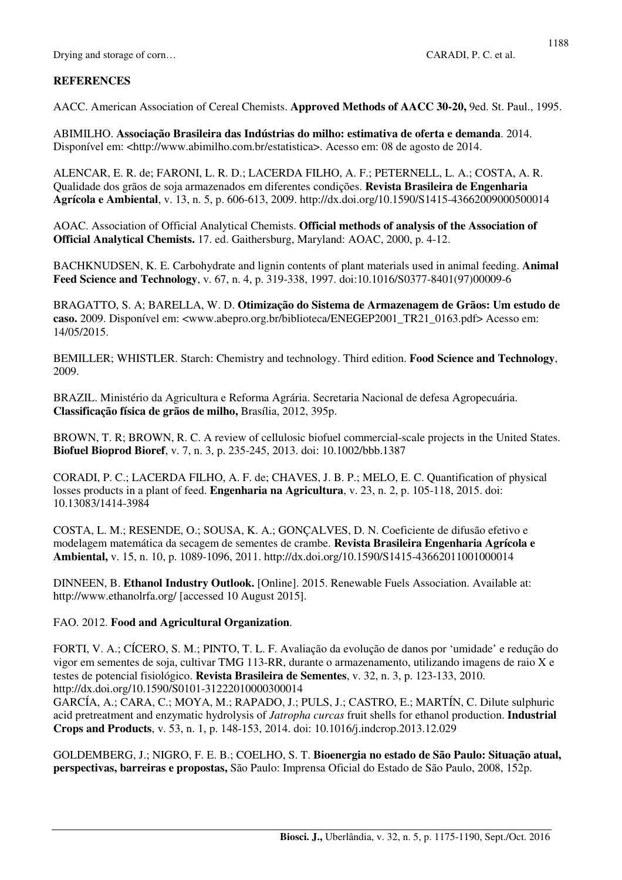## REFERENCES

AACC. American Association of Cereal Chemists. **Approved Methods of AACC 30-20,** 9ed. St. Paul., 1995.

ABIMILHO. **Associação Brasileira das Indústrias do milho: estimativa de oferta e demanda**. 2014. Disponível em: <http://www.abimilho.com.br/estatistica>. Acesso em: 08 de agosto de 2014.

ALENCAR, E. R. de; FARONI, L. R. D.; LACERDA FILHO, A. F.; PETERNELL, L. A.; COSTA, A. R. Qualidade dos grãos de soja armazenados em diferentes condições. **Revista Brasileira de Engenharia Agrícola e Ambiental**, v. 13, n. 5, p. 606-613, 2009. http://dx.doi.org/10.1590/S1415-43662009000500014

AOAC. Association of Official Analytical Chemists. **Official methods of analysis of the Association of Official Analytical Chemists.** 17. ed. Gaithersburg, Maryland: AOAC, 2000, p. 4-12.

BACHKNUDSEN, K. E. Carbohydrate and lignin contents of plant materials used in animal feeding. **Animal Feed Science and Technology**, v. 67, n. 4, p. 319-338, 1997. doi:10.1016/S0377-8401(97)00009-6

BRAGATTO, S. A; BARELLA, W. D. **Otimização do Sistema de Armazenagem de Grãos: Um estudo de caso.** 2009. Disponível em: <www.abepro.org.br/biblioteca/ENEGEP2001_TR21_0163.pdf> Acesso em: 14/05/2015.

BEMILLER; WHISTLER. Starch: Chemistry and technology. Third edition. **Food Science and Technology**, 2009.

BRAZIL. Ministério da Agricultura e Reforma Agrária. Secretaria Nacional de defesa Agropecuária. **Classificação física de grãos de milho,** Brasília, 2012, 395p.

BROWN, T. R; BROWN, R. C. A review of cellulosic biofuel commercial-scale projects in the United States. **Biofuel Bioprod Bioref**, v. 7, n. 3, p. 235-245, 2013. doi: 10.1002/bbb.1387

CORADI, P. C.; LACERDA FILHO, A. F. de; CHAVES, J. B. P.; MELO, E. C. Quantification of physical losses products in a plant of feed. **Engenharia na Agricultura**, v. 23, n. 2, p. 105-118, 2015. doi: 10.13083/1414-3984

COSTA, L. M.; RESENDE, O.; SOUSA, K. A.; GONÇALVES, D. N. Coeficiente de difusão efetivo e modelagem matemática da secagem de sementes de crambe. **Revista Brasileira Engenharia Agrícola e Ambiental,** v. 15, n. 10, p. 1089-1096, 2011. http://dx.doi.org/10.1590/S1415-43662011001000014

DINNEEN, B. **Ethanol Industry Outlook.** [Online]. 2015. Renewable Fuels Association. Available at: http://www.ethanolrfa.org/ [accessed 10 August 2015].

FAO. 2012. **Food and Agricultural Organization**.

FORTI, V. A.; CÍCERO, S. M.; PINTO, T. L. F. Avaliação da evolução de danos por 'umidade' e redução do vigor em sementes de soja, cultivar TMG 113-RR, durante o armazenamento, utilizando imagens de raio X e testes de potencial fisiológico. **Revista Brasileira de Sementes**, v. 32, n. 3, p. 123-133, 2010. http://dx.doi.org/10.1590/S0101-31222010000300014

GARCÍA, A.; CARA, C.; MOYA, M.; RAPADO, J.; PULS, J.; CASTRO, E.; MARTÍN, C. Dilute sulphuric acid pretreatment and enzymatic hydrolysis of *Jatropha curcas* fruit shells for ethanol production. **Industrial Crops and Products**, v. 53, n. 1, p. 148-153, 2014. doi: 10.1016/j.indcrop.2013.12.029

GOLDEMBERG, J.; NIGRO, F. E. B.; COELHO, S. T. **Bioenergia no estado de São Paulo: Situação atual, perspectivas, barreiras e propostas,** São Paulo: Imprensa Oficial do Estado de São Paulo, 2008, 152p.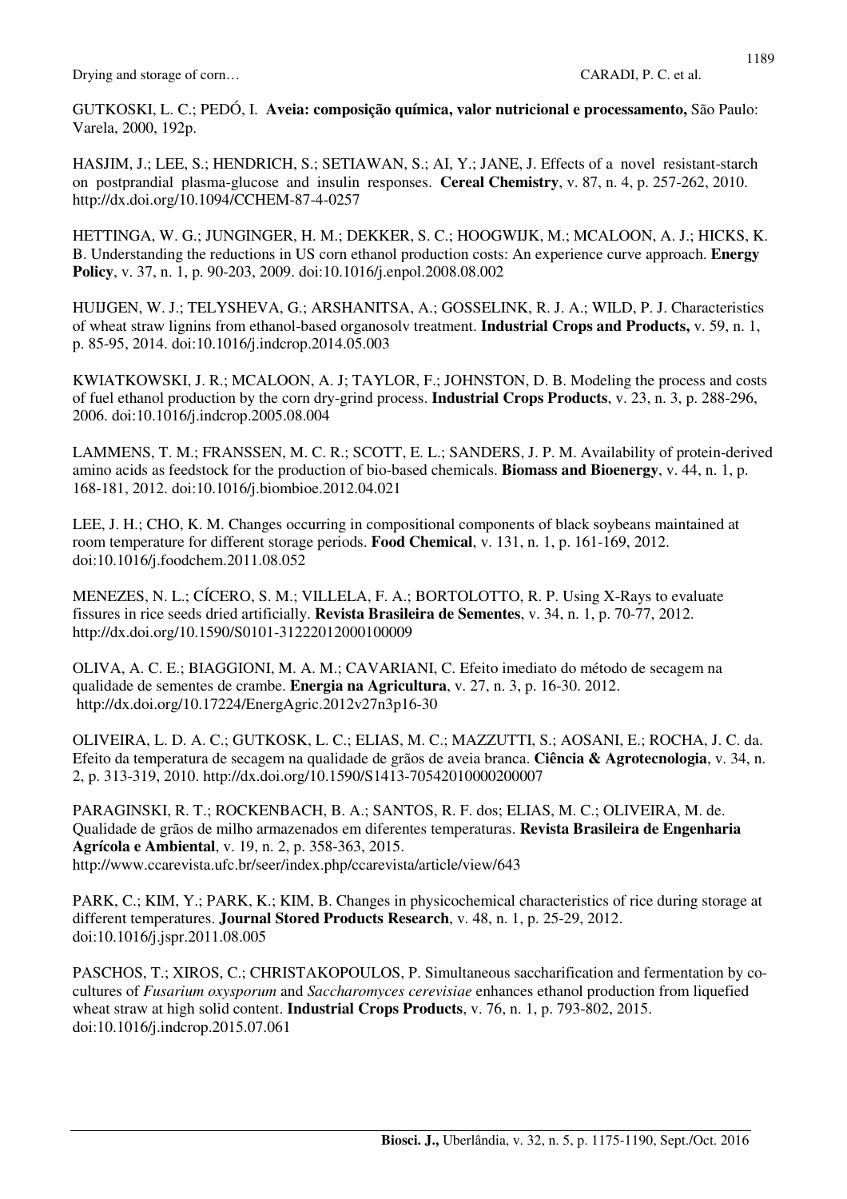GUTKOSKI, L. C.; PEDÓ, I. **Aveia: composição química, valor nutricional e processamento,** São Paulo: Varela, 2000, 192p.

HASJIM, J.; LEE, S.; HENDRICH, S.; SETIAWAN, S.; AI, Y.; JANE, J. Effects of a novel resistant-starch on postprandial plasma-glucose and insulin responses. **Cereal Chemistry**, v. 87, n. 4, p. 257-262, 2010. http://dx.doi.org/10.1094/CCHEM-87-4-0257

HETTINGA, W. G.; JUNGINGER, H. M.; DEKKER, S. C.; HOOGWIJK, M.; MCALOON, A. J.; HICKS, K. B. Understanding the reductions in US corn ethanol production costs: An experience curve approach. **Energy Policy**, v. 37, n. 1, p. 90-203, 2009. doi:10.1016/j.enpol.2008.08.002

HUIJGEN, W. J.; TELYSHEVA, G.; ARSHANITSA, A.; GOSSELINK, R. J. A.; WILD, P. J. Characteristics of wheat straw lignins from ethanol-based organosolv treatment. **Industrial Crops and Products,** v. 59, n. 1, p. 85-95, 2014. doi:10.1016/j.indcrop.2014.05.003

KWIATKOWSKI, J. R.; MCALOON, A. J; TAYLOR, F.; JOHNSTON, D. B. Modeling the process and costs of fuel ethanol production by the corn dry-grind process. **Industrial Crops Products**, v. 23, n. 3, p. 288-296, 2006. doi:10.1016/j.indcrop.2005.08.004

LAMMENS, T. M.; FRANSSEN, M. C. R.; SCOTT, E. L.; SANDERS, J. P. M. Availability of protein-derived amino acids as feedstock for the production of bio-based chemicals. **Biomass and Bioenergy**, v. 44, n. 1, p. 168-181, 2012. doi:10.1016/j.biombioe.2012.04.021

LEE, J. H.; CHO, K. M. Changes occurring in compositional components of black soybeans maintained at room temperature for different storage periods. **Food Chemical**, v. 131, n. 1, p. 161-169, 2012. doi:10.1016/j.foodchem.2011.08.052

MENEZES, N. L.; CÍCERO, S. M.; VILLELA, F. A.; BORTOLOTTO, R. P. Using X-Rays to evaluate fissures in rice seeds dried artificially. **Revista Brasileira de Sementes**, v. 34, n. 1, p. 70-77, 2012. http://dx.doi.org/10.1590/S0101-31222012000100009

OLIVA, A. C. E.; BIAGGIONI, M. A. M.; CAVARIANI, C. Efeito imediato do método de secagem na qualidade de sementes de crambe. **Energia na Agricultura**, v. 27, n. 3, p. 16-30. 2012. http://dx.doi.org/10.17224/EnergAgric.2012v27n3p16-30

OLIVEIRA, L. D. A. C.; GUTKOSK, L. C.; ELIAS, M. C.; MAZZUTTI, S.; AOSANI, E.; ROCHA, J. C. da. Efeito da temperatura de secagem na qualidade de grãos de aveia branca. **Ciência & Agrotecnologia**, v. 34, n. 2, p. 313-319, 2010. http://dx.doi.org/10.1590/S1413-70542010000200007

PARAGINSKI, R. T.; ROCKENBACH, B. A.; SANTOS, R. F. dos; ELIAS, M. C.; OLIVEIRA, M. de. Qualidade de grãos de milho armazenados em diferentes temperaturas. **Revista Brasileira de Engenharia Agrícola e Ambiental**, v. 19, n. 2, p. 358-363, 2015. http://www.ccarevista.ufc.br/seer/index.php/ccarevista/article/view/643

PARK, C.; KIM, Y.; PARK, K.; KIM, B. Changes in physicochemical characteristics of rice during storage at different temperatures. **Journal Stored Products Research**, v. 48, n. 1, p. 25-29, 2012. doi:10.1016/j.jspr.2011.08.005

PASCHOS, T.; XIROS, C.; CHRISTAKOPOULOS, P. Simultaneous saccharification and fermentation by co-cultures of *Fusarium oxysporum* and *Saccharomyces cerevisiae* enhances ethanol production from liquefied wheat straw at high solid content. **Industrial Crops Products**, v. 76, n. 1, p. 793-802, 2015. doi:10.1016/j.indcrop.2015.07.061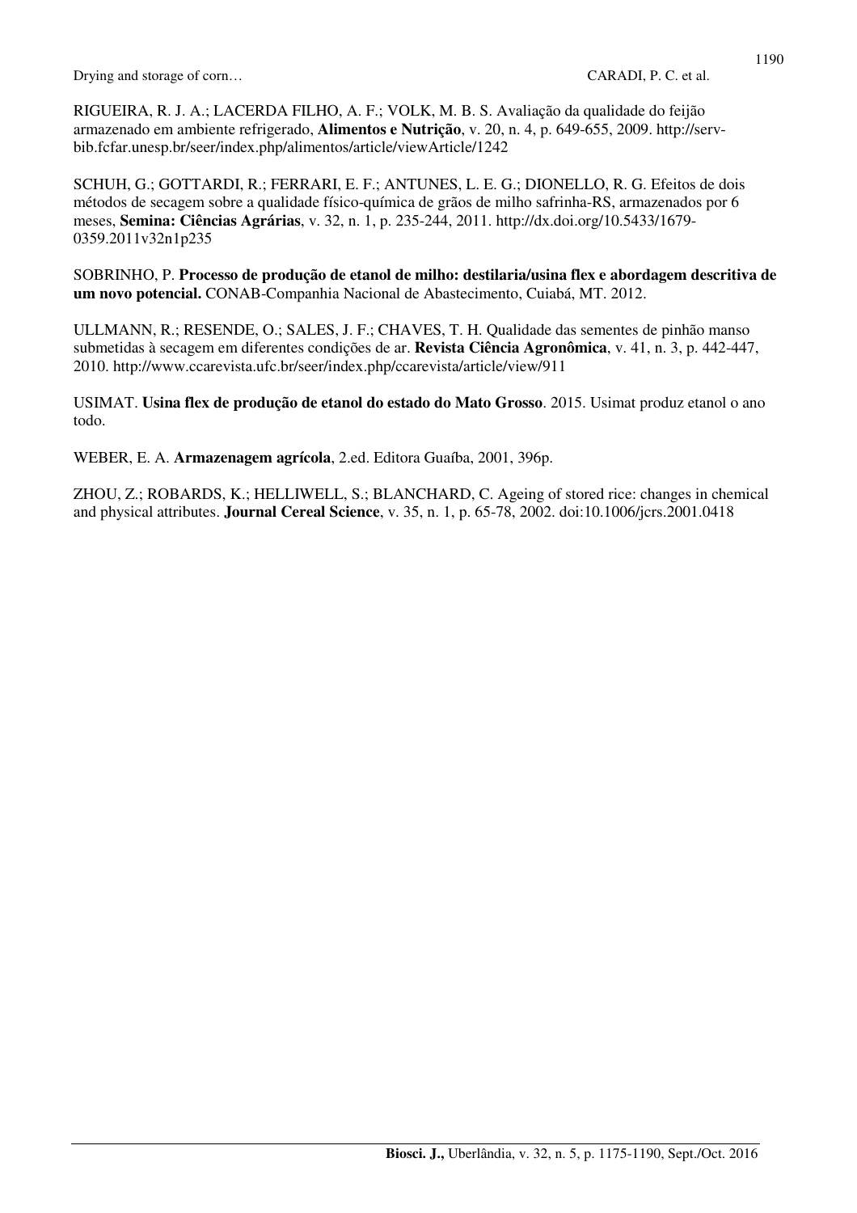RIGUEIRA, R. J. A.; LACERDA FILHO, A. F.; VOLK, M. B. S. Avaliação da qualidade do feijão armazenado em ambiente refrigerado, **Alimentos e Nutrição**, v. 20, n. 4, p. 649-655, 2009. http://serv-bib.fcfar.unesp.br/seer/index.php/alimentos/article/viewArticle/1242

SCHUH, G.; GOTTARDI, R.; FERRARI, E. F.; ANTUNES, L. E. G.; DIONELLO, R. G. Efeitos de dois métodos de secagem sobre a qualidade físico-química de grãos de milho safrinha-RS, armazenados por 6 meses, **Semina: Ciências Agrárias**, v. 32, n. 1, p. 235-244, 2011. http://dx.doi.org/10.5433/1679-0359.2011v32n1p235

SOBRINHO, P. **Processo de produção de etanol de milho: destilaria/usina flex e abordagem descritiva de um novo potencial.** CONAB-Companhia Nacional de Abastecimento, Cuiabá, MT. 2012.

ULLMANN, R.; RESENDE, O.; SALES, J. F.; CHAVES, T. H. Qualidade das sementes de pinhão manso submetidas à secagem em diferentes condições de ar. **Revista Ciência Agronômica**, v. 41, n. 3, p. 442-447, 2010. http://www.ccarevista.ufc.br/seer/index.php/ccarevista/article/view/911

USIMAT. **Usina flex de produção de etanol do estado do Mato Grosso**. 2015. Usimat produz etanol o ano todo.

WEBER, E. A. **Armazenagem agrícola**, 2.ed. Editora Guaíba, 2001, 396p.

ZHOU, Z.; ROBARDS, K.; HELLIWELL, S.; BLANCHARD, C. Ageing of stored rice: changes in chemical and physical attributes. **Journal Cereal Science**, v. 35, n. 1, p. 65-78, 2002. doi:10.1006/jcrs.2001.0418